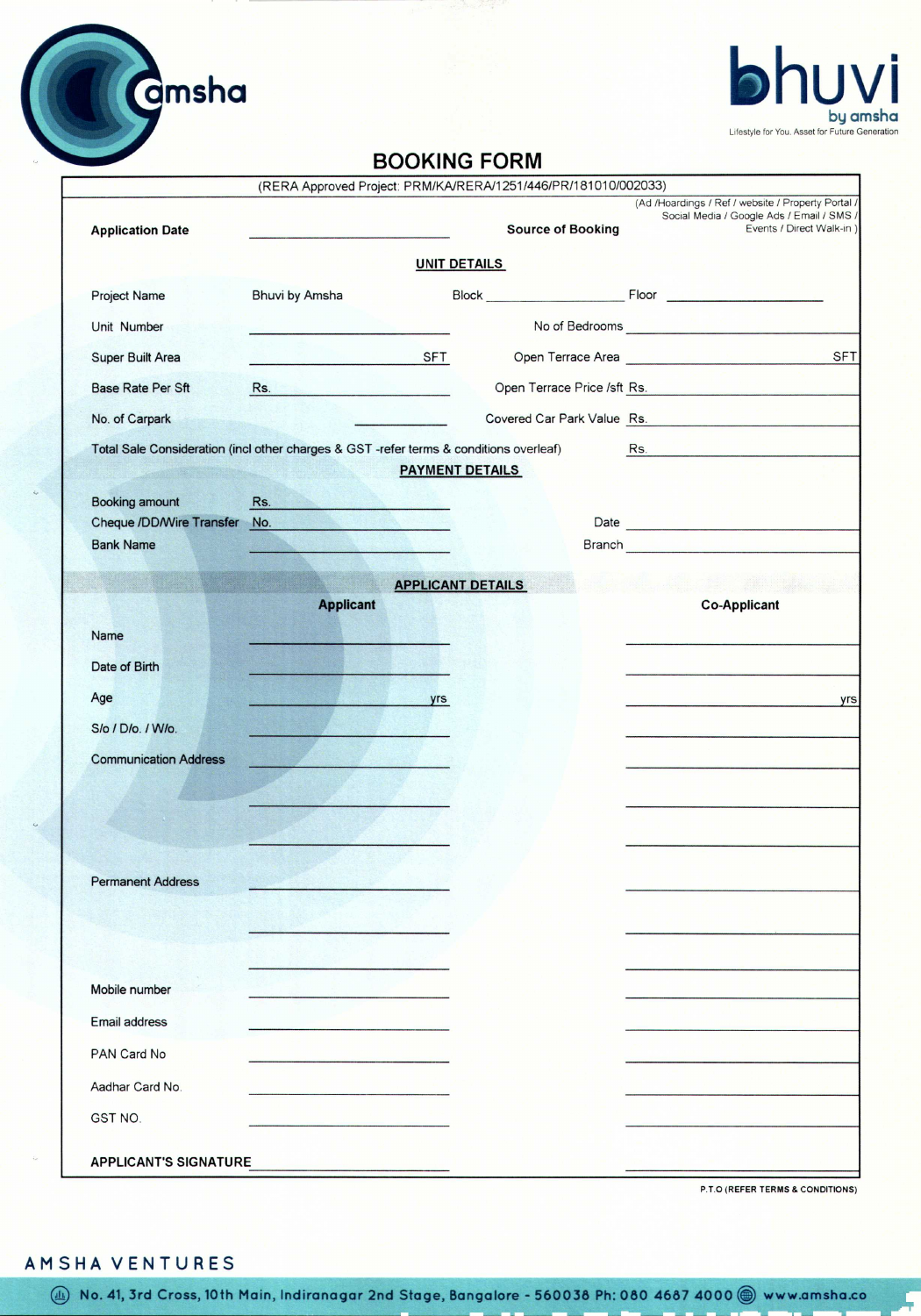amsha

bhuvi
by amsha
Lifestyle for You. Asset for Future Generation

# BOOKING FORM

(RERA Approved Project: PRM/KA/RERA/1251/446/PR/181010/002033)

**Application Date** ____________________ **Source of Booking** (Ad /Hoardings / Ref / website / Property Portal / Social Media / Google Ads / Email / SMS / Events / Direct Walk-in )

## UNIT DETAILS

| | | | |
|---|---|---|---|
| Project Name | Bhuvi by Amsha | Block ____________ | Floor ____________ |
| Unit Number | ____________ | No of Bedrooms | ____________ |
| Super Built Area | ____________ SFT | Open Terrace Area | ____________ SFT |
| Base Rate Per Sft | Rs. ____________ | Open Terrace Price /sft | Rs. ____________ |
| No. of Carpark | ____________ | Covered Car Park Value | Rs. ____________ |

Total Sale Consideration (incl other charges & GST -refer terms & conditions overleaf) Rs. ____________

## PAYMENT DETAILS

| | | | |
|---|---|---|---|
| Booking amount | Rs. ____________ | | |
| Cheque /DD/Wire Transfer | No. ____________ | Date | ____________ |
| Bank Name | ____________ | Branch | ____________ |

## APPLICANT DETAILS

| | Applicant | Co-Applicant |
|---|---|---|
| Name | | |
| Date of Birth | | |
| Age | yrs | yrs |
| S/o / D/o. / W/o. | | |
| Communication Address | | |
| Permanent Address | | |
| Mobile number | | |
| Email address | | |
| PAN Card No | | |
| Aadhar Card No. | | |
| GST NO. | | |

**APPLICANT'S SIGNATURE** ____________________ ____________________

P.T.O (REFER TERMS & CONDITIONS)

AMSHA VENTURES

No. 41, 3rd Cross, 10th Main, Indiranagar 2nd Stage, Bangalore - 560038 Ph: 080 4687 4000 www.amsha.co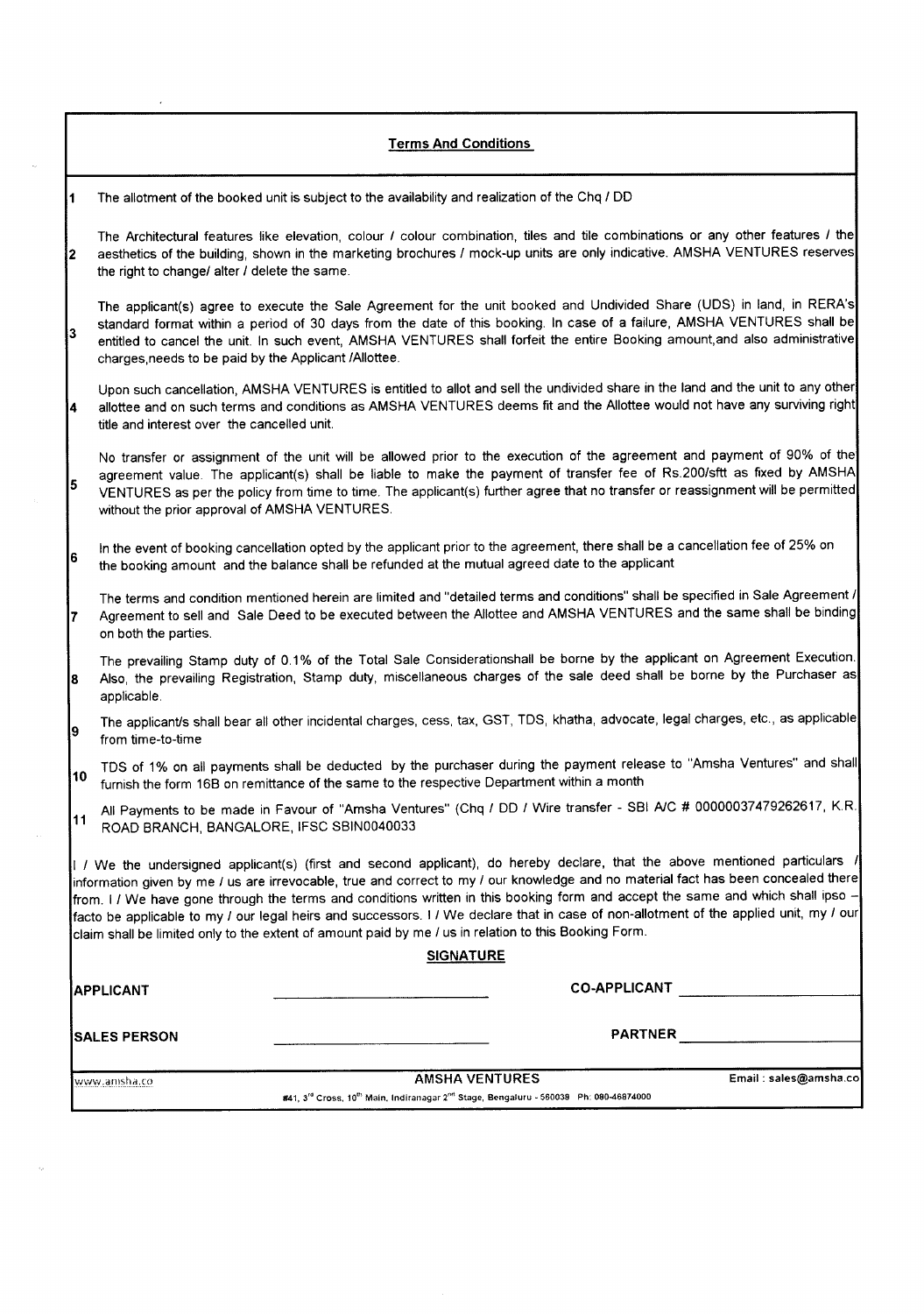## Terms And Conditions

1. The allotment of the booked unit is subject to the availability and realization of the Chq / DD

2. The Architectural features like elevation, colour / colour combination, tiles and tile combinations or any other features / the aesthetics of the building, shown in the marketing brochures / mock-up units are only indicative. AMSHA VENTURES reserves the right to change/ alter / delete the same.

3. The applicant(s) agree to execute the Sale Agreement for the unit booked and Undivided Share (UDS) in land, in RERA's standard format within a period of 30 days from the date of this booking. In case of a failure, AMSHA VENTURES shall be entitled to cancel the unit. In such event, AMSHA VENTURES shall forfeit the entire Booking amount,and also administrative charges,needs to be paid by the Applicant /Allottee.

4. Upon such cancellation, AMSHA VENTURES is entitled to allot and sell the undivided share in the land and the unit to any other allottee and on such terms and conditions as AMSHA VENTURES deems fit and the Allottee would not have any surviving right title and interest over the cancelled unit.

5. No transfer or assignment of the unit will be allowed prior to the execution of the agreement and payment of 90% of the agreement value. The applicant(s) shall be liable to make the payment of transfer fee of Rs.200/sftt as fixed by AMSHA VENTURES as per the policy from time to time. The applicant(s) further agree that no transfer or reassignment will be permitted without the prior approval of AMSHA VENTURES.

6. In the event of booking cancellation opted by the applicant prior to the agreement, there shall be a cancellation fee of 25% on the booking amount and the balance shall be refunded at the mutual agreed date to the applicant

7. The terms and condition mentioned herein are limited and "detailed terms and conditions" shall be specified in Sale Agreement / Agreement to sell and Sale Deed to be executed between the Allottee and AMSHA VENTURES and the same shall be binding on both the parties.

8. The prevailing Stamp duty of 0.1% of the Total Sale Considerationshall be borne by the applicant on Agreement Execution. Also, the prevailing Registration, Stamp duty, miscellaneous charges of the sale deed shall be borne by the Purchaser as applicable.

9. The applicant/s shall bear all other incidental charges, cess, tax, GST, TDS, khatha, advocate, legal charges, etc., as applicable from time-to-time

10. TDS of 1% on all payments shall be deducted by the purchaser during the payment release to "Amsha Ventures" and shall furnish the form 16B on remittance of the same to the respective Department within a month

11. All Payments to be made in Favour of "Amsha Ventures" (Chq / DD / Wire transfer - SBI A/C # 00000037479262617, K.R. ROAD BRANCH, BANGALORE, IFSC SBIN0040033

I / We the undersigned applicant(s) (first and second applicant), do hereby declare, that the above mentioned particulars / information given by me / us are irrevocable, true and correct to my / our knowledge and no material fact has been concealed there from. I / We have gone through the terms and conditions written in this booking form and accept the same and which shall ipso – facto be applicable to my / our legal heirs and successors. I / We declare that in case of non-allotment of the applied unit, my / our claim shall be limited only to the extent of amount paid by me / us in relation to this Booking Form.

**SIGNATURE**

| | | | |
|---|---|---|---|
| **APPLICANT** | ____________________ | **CO-APPLICANT** | ____________________ |
| **SALES PERSON** | ____________________ | **PARTNER** | ____________________ |

www.amsha.co | **AMSHA VENTURES** | Email : sales@amsha.co

#41, 3rd Cross, 10th Main, Indiranagar 2nd Stage, Bengaluru - 560038 Ph: 080-46874000